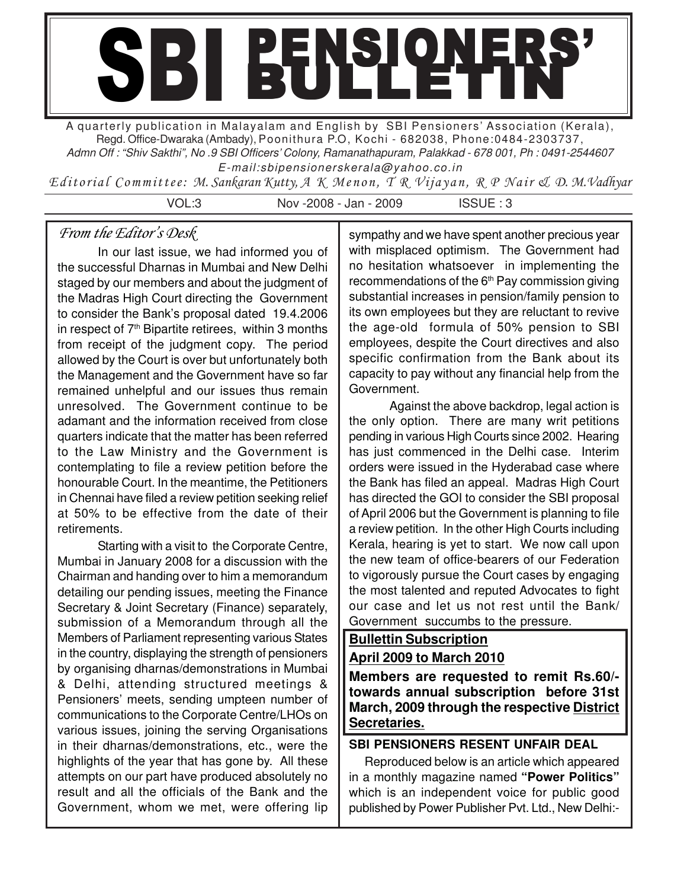# SBI PENSIONERS' BULLETIN

A quarterly publication in Malayalam and English by SBI Pensioners' Association (Kerala), Regd. Office-Dwaraka (Ambady), Poonithura P.O, Kochi - 682038, Phone:0484-2303737, *Admn Off : "Shiv Sakthi", No .9 SBI Officers' Colony, Ramanathapuram, Palakkad - 678 001, Ph : 0491-2544607*
*E-mail:sbipensionerskerala@yahoo.co.in*

*Editorial Committee: M. Sankaran Kutty, A K Menon, T R Vijayan, R P Nair & D. M.Vadhyar*

VOL:3 Nov -2008 - Jan - 2009 ISSUE : 3

## *From the Editor's Desk*

In our last issue, we had informed you of the successful Dharnas in Mumbai and New Delhi staged by our members and about the judgment of the Madras High Court directing the Government to consider the Bank's proposal dated 19.4.2006 in respect of 7th Bipartite retirees, within 3 months from receipt of the judgment copy. The period allowed by the Court is over but unfortunately both the Management and the Government have so far remained unhelpful and our issues thus remain unresolved. The Government continue to be adamant and the information received from close quarters indicate that the matter has been referred to the Law Ministry and the Government is contemplating to file a review petition before the honourable Court. In the meantime, the Petitioners in Chennai have filed a review petition seeking relief at 50% to be effective from the date of their retirements.

Starting with a visit to the Corporate Centre, Mumbai in January 2008 for a discussion with the Chairman and handing over to him a memorandum detailing our pending issues, meeting the Finance Secretary & Joint Secretary (Finance) separately, submission of a Memorandum through all the Members of Parliament representing various States in the country, displaying the strength of pensioners by organising dharnas/demonstrations in Mumbai & Delhi, attending structured meetings & Pensioners' meets, sending umpteen number of communications to the Corporate Centre/LHOs on various issues, joining the serving Organisations in their dharnas/demonstrations, etc., were the highlights of the year that has gone by. All these attempts on our part have produced absolutely no result and all the officials of the Bank and the Government, whom we met, were offering lip sympathy and we have spent another precious year with misplaced optimism. The Government had no hesitation whatsoever in implementing the recommendations of the 6th Pay commission giving substantial increases in pension/family pension to its own employees but they are reluctant to revive the age-old formula of 50% pension to SBI employees, despite the Court directives and also specific confirmation from the Bank about its capacity to pay without any financial help from the Government.

Against the above backdrop, legal action is the only option. There are many writ petitions pending in various High Courts since 2002. Hearing has just commenced in the Delhi case. Interim orders were issued in the Hyderabad case where the Bank has filed an appeal. Madras High Court has directed the GOI to consider the SBI proposal of April 2006 but the Government is planning to file a review petition. In the other High Courts including Kerala, hearing is yet to start. We now call upon the new team of office-bearers of our Federation to vigorously pursue the Court cases by engaging the most talented and reputed Advocates to fight our case and let us not rest until the Bank/ Government succumbs to the pressure.

**Bullettin Subscription**
**April 2009 to March 2010**

**Members are requested to remit Rs.60/- towards annual subscription before 31st March, 2009 through the respective District Secretaries.**

### SBI PENSIONERS RESENT UNFAIR DEAL

Reproduced below is an article which appeared in a monthly magazine named **"Power Politics"** which is an independent voice for public good published by Power Publisher Pvt. Ltd., New Delhi:-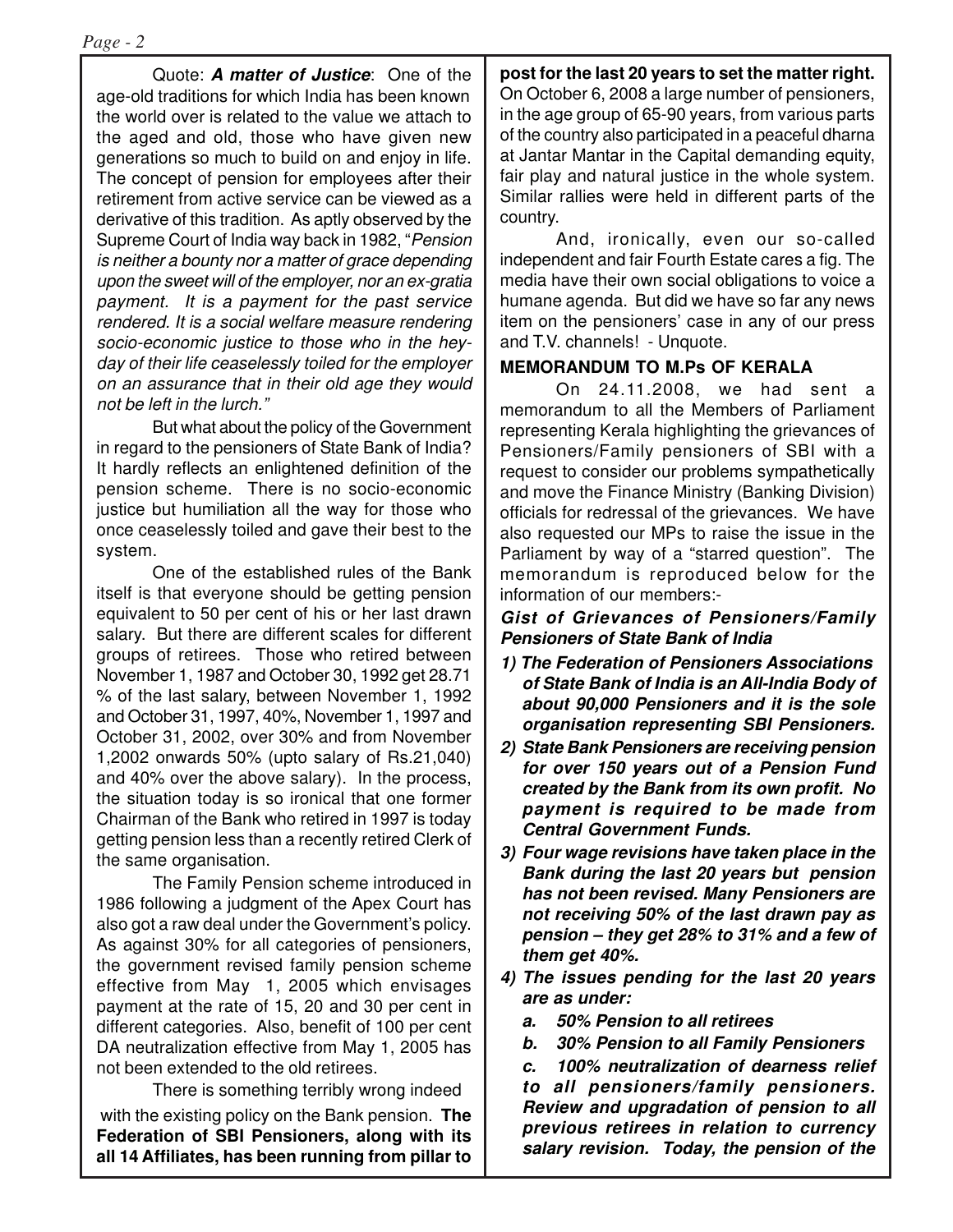Quote: ***A matter of Justice***: One of the age-old traditions for which India has been known the world over is related to the value we attach to the aged and old, those who have given new generations so much to build on and enjoy in life. The concept of pension for employees after their retirement from active service can be viewed as a derivative of this tradition. As aptly observed by the Supreme Court of India way back in 1982, "*Pension is neither a bounty nor a matter of grace depending upon the sweet will of the employer, nor an ex-gratia payment. It is a payment for the past service rendered. It is a social welfare measure rendering socio-economic justice to those who in the hey-day of their life ceaselessly toiled for the employer on an assurance that in their old age they would not be left in the lurch.*"

But what about the policy of the Government in regard to the pensioners of State Bank of India? It hardly reflects an enlightened definition of the pension scheme. There is no socio-economic justice but humiliation all the way for those who once ceaselessly toiled and gave their best to the system.

One of the established rules of the Bank itself is that everyone should be getting pension equivalent to 50 per cent of his or her last drawn salary. But there are different scales for different groups of retirees. Those who retired between November 1, 1987 and October 30, 1992 get 28.71 % of the last salary, between November 1, 1992 and October 31, 1997, 40%, November 1, 1997 and October 31, 2002, over 30% and from November 1,2002 onwards 50% (upto salary of Rs.21,040) and 40% over the above salary). In the process, the situation today is so ironical that one former Chairman of the Bank who retired in 1997 is today getting pension less than a recently retired Clerk of the same organisation.

The Family Pension scheme introduced in 1986 following a judgment of the Apex Court has also got a raw deal under the Government's policy. As against 30% for all categories of pensioners, the government revised family pension scheme effective from May 1, 2005 which envisages payment at the rate of 15, 20 and 30 per cent in different categories. Also, benefit of 100 per cent DA neutralization effective from May 1, 2005 has not been extended to the old retirees.

There is something terribly wrong indeed with the existing policy on the Bank pension. **The Federation of SBI Pensioners, along with its all 14 Affiliates, has been running from pillar to post for the last 20 years to set the matter right.** On October 6, 2008 a large number of pensioners, in the age group of 65-90 years, from various parts of the country also participated in a peaceful dharna at Jantar Mantar in the Capital demanding equity, fair play and natural justice in the whole system. Similar rallies were held in different parts of the country.

And, ironically, even our so-called independent and fair Fourth Estate cares a fig. The media have their own social obligations to voice a humane agenda. But did we have so far any news item on the pensioners' case in any of our press and T.V. channels! - Unquote.

**MEMORANDUM TO M.Ps OF KERALA**

On 24.11.2008, we had sent a memorandum to all the Members of Parliament representing Kerala highlighting the grievances of Pensioners/Family pensioners of SBI with a request to consider our problems sympathetically and move the Finance Ministry (Banking Division) officials for redressal of the grievances. We have also requested our MPs to raise the issue in the Parliament by way of a "starred question". The memorandum is reproduced below for the information of our members:-

***Gist of Grievances of Pensioners/Family Pensioners of State Bank of India***

1) ***The Federation of Pensioners Associations of State Bank of India is an All-India Body of about 90,000 Pensioners and it is the sole organisation representing SBI Pensioners.***
2) ***State Bank Pensioners are receiving pension for over 150 years out of a Pension Fund created by the Bank from its own profit. No payment is required to be made from Central Government Funds.***
3) ***Four wage revisions have taken place in the Bank during the last 20 years but pension has not been revised. Many Pensioners are not receiving 50% of the last drawn pay as pension – they get 28% to 31% and a few of them get 40%.***
4) ***The issues pending for the last 20 years are as under:***
   a. ***50% Pension to all retirees***
   b. ***30% Pension to all Family Pensioners***
   c. ***100% neutralization of dearness relief to all pensioners/family pensioners. Review and upgradation of pension to all previous retirees in relation to currency salary revision. Today, the pension of the***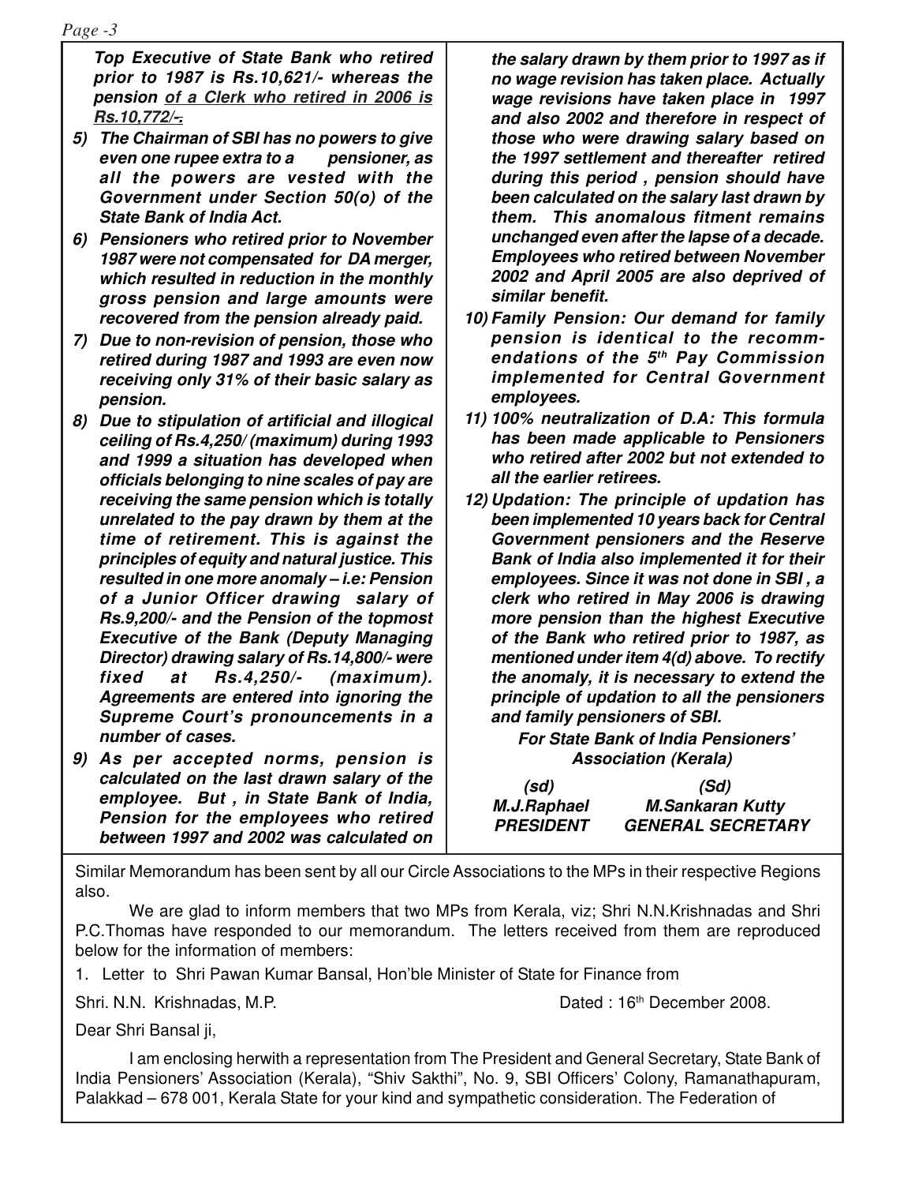***Top Executive of State Bank who retired prior to 1987 is Rs.10,621/- whereas the pension <u>of a Clerk who retired in 2006 is Rs.10,772/-</u>.***

5) ***The Chairman of SBI has no powers to give even one rupee extra to a pensioner, as all the powers are vested with the Government under Section 50(o) of the State Bank of India Act.***
6) ***Pensioners who retired prior to November 1987 were not compensated for DA merger, which resulted in reduction in the monthly gross pension and large amounts were recovered from the pension already paid.***
7) ***Due to non-revision of pension, those who retired during 1987 and 1993 are even now receiving only 31% of their basic salary as pension.***
8) ***Due to stipulation of artificial and illogical ceiling of Rs.4,250/ (maximum) during 1993 and 1999 a situation has developed when officials belonging to nine scales of pay are receiving the same pension which is totally unrelated to the pay drawn by them at the time of retirement. This is against the principles of equity and natural justice. This resulted in one more anomaly – i.e: Pension of a Junior Officer drawing salary of Rs.9,200/- and the Pension of the topmost Executive of the Bank (Deputy Managing Director) drawing salary of Rs.14,800/- were fixed at Rs.4,250/- (maximum). Agreements are entered into ignoring the Supreme Court's pronouncements in a number of cases.***
9) ***As per accepted norms, pension is calculated on the last drawn salary of the employee. But , in State Bank of India, Pension for the employees who retired between 1997 and 2002 was calculated on the salary drawn by them prior to 1997 as if no wage revision has taken place. Actually wage revisions have taken place in 1997 and also 2002 and therefore in respect of those who were drawing salary based on the 1997 settlement and thereafter retired during this period , pension should have been calculated on the salary last drawn by them. This anomalous fitment remains unchanged even after the lapse of a decade. Employees who retired between November 2002 and April 2005 are also deprived of similar benefit.***
10) ***Family Pension: Our demand for family pension is identical to the recommendations of the 5th Pay Commission implemented for Central Government employees.***
11) ***100% neutralization of D.A: This formula has been made applicable to Pensioners who retired after 2002 but not extended to all the earlier retirees.***
12) ***Updation: The principle of updation has been implemented 10 years back for Central Government pensioners and the Reserve Bank of India also implemented it for their employees. Since it was not done in SBI , a clerk who retired in May 2006 is drawing more pension than the highest Executive of the Bank who retired prior to 1987, as mentioned under item 4(d) above. To rectify the anomaly, it is necessary to extend the principle of updation to all the pensioners and family pensioners of SBI.***

***For State Bank of India Pensioners' Association (Kerala)***

| ***(sd)*** | ***(Sd)*** |
|---|---|
| ***M.J.Raphael*** | ***M.Sankaran Kutty*** |
| ***PRESIDENT*** | ***GENERAL SECRETARY*** |

Similar Memorandum has been sent by all our Circle Associations to the MPs in their respective Regions also.

We are glad to inform members that two MPs from Kerala, viz; Shri N.N.Krishnadas and Shri P.C.Thomas have responded to our memorandum. The letters received from them are reproduced below for the information of members:

1. Letter to Shri Pawan Kumar Bansal, Hon'ble Minister of State for Finance from

Shri. N.N. Krishnadas, M.P. Dated : 16th December 2008.

Dear Shri Bansal ji,

I am enclosing herwith a representation from The President and General Secretary, State Bank of India Pensioners' Association (Kerala), "Shiv Sakthi", No. 9, SBI Officers' Colony, Ramanathapuram, Palakkad – 678 001, Kerala State for your kind and sympathetic consideration. The Federation of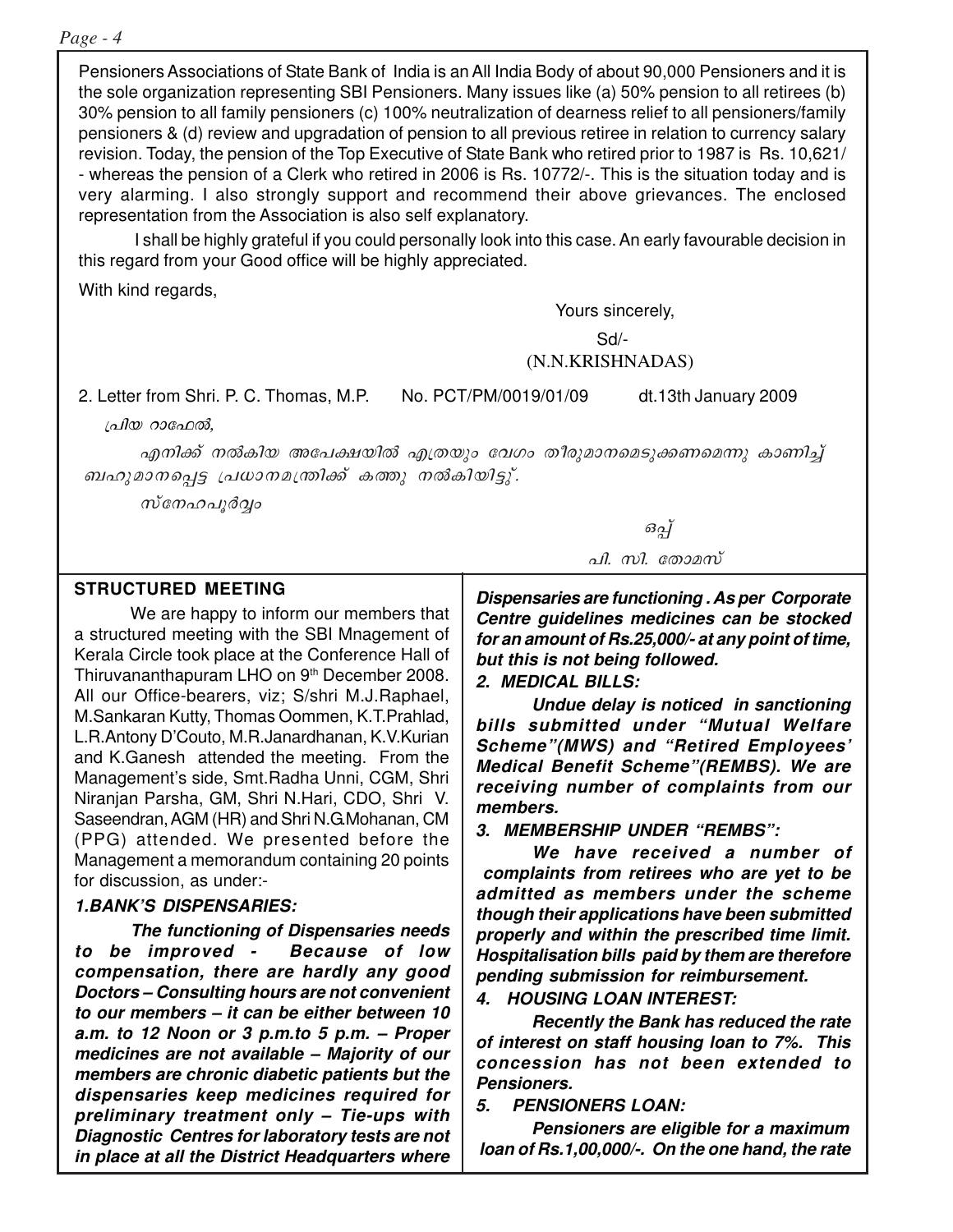Pensioners Associations of State Bank of India is an All India Body of about 90,000 Pensioners and it is the sole organization representing SBI Pensioners. Many issues like (a) 50% pension to all retirees (b) 30% pension to all family pensioners (c) 100% neutralization of dearness relief to all pensioners/family pensioners & (d) review and upgradation of pension to all previous retiree in relation to currency salary revision. Today, the pension of the Top Executive of State Bank who retired prior to 1987 is Rs. 10,621/- whereas the pension of a Clerk who retired in 2006 is Rs. 10772/-. This is the situation today and is very alarming. I also strongly support and recommend their above grievances. The enclosed representation from the Association is also self explanatory.

I shall be highly grateful if you could personally look into this case. An early favourable decision in this regard from your Good office will be highly appreciated.

With kind regards,

Yours sincerely,

Sd/-

(N.N.KRISHNADAS)

2. Letter from Shri. P. C. Thomas, M.P. No. PCT/PM/0019/01/09 dt.13th January 2009

പ്രിയ റാഫേൽ,

എനിക്ക് നൽകിയ അപേക്ഷയിൽ എത്രയും വേഗം തീരുമാനമെടുക്കണമെന്നു കാണിച്ച് ബഹുമാനപ്പെട്ട പ്രധാനമന്ത്രിക്ക് കത്തു നൽകിയിട്ടു്.

സ്നേഹപൂർവ്വം

ഒപ്പ്

പി. സി. തോമസ്

## STRUCTURED MEETING

We are happy to inform our members that a structured meeting with the SBI Mnagement of Kerala Circle took place at the Conference Hall of Thiruvananthapuram LHO on 9th December 2008. All our Office-bearers, viz; S/shri M.J.Raphael, M.Sankaran Kutty, Thomas Oommen, K.T.Prahlad, L.R.Antony D'Couto, M.R.Janardhanan, K.V.Kurian and K.Ganesh attended the meeting. From the Management's side, Smt.Radha Unni, CGM, Shri Niranjan Parsha, GM, Shri N.Hari, CDO, Shri V. Saseendran, AGM (HR) and Shri N.G.Mohanan, CM (PPG) attended. We presented before the Management a memorandum containing 20 points for discussion, as under:-

***1.BANK'S DISPENSARIES:***

***The functioning of Dispensaries needs to be improved - Because of low compensation, there are hardly any good Doctors – Consulting hours are not convenient to our members – it can be either between 10 a.m. to 12 Noon or 3 p.m.to 5 p.m. – Proper medicines are not available – Majority of our members are chronic diabetic patients but the dispensaries keep medicines required for preliminary treatment only – Tie-ups with Diagnostic Centres for laboratory tests are not in place at all the District Headquarters where Dispensaries are functioning . As per Corporate Centre guidelines medicines can be stocked for an amount of Rs.25,000/- at any point of time, but this is not being followed.***

***2. MEDICAL BILLS:***

***Undue delay is noticed in sanctioning bills submitted under "Mutual Welfare Scheme"(MWS) and "Retired Employees' Medical Benefit Scheme"(REMBS). We are receiving number of complaints from our members.***

***3. MEMBERSHIP UNDER "REMBS":***

***We have received a number of complaints from retirees who are yet to be admitted as members under the scheme though their applications have been submitted properly and within the prescribed time limit. Hospitalisation bills paid by them are therefore pending submission for reimbursement.***

***4. HOUSING LOAN INTEREST:***

***Recently the Bank has reduced the rate of interest on staff housing loan to 7%. This concession has not been extended to Pensioners.***

***5. PENSIONERS LOAN:***

***Pensioners are eligible for a maximum loan of Rs.1,00,000/-. On the one hand, the rate***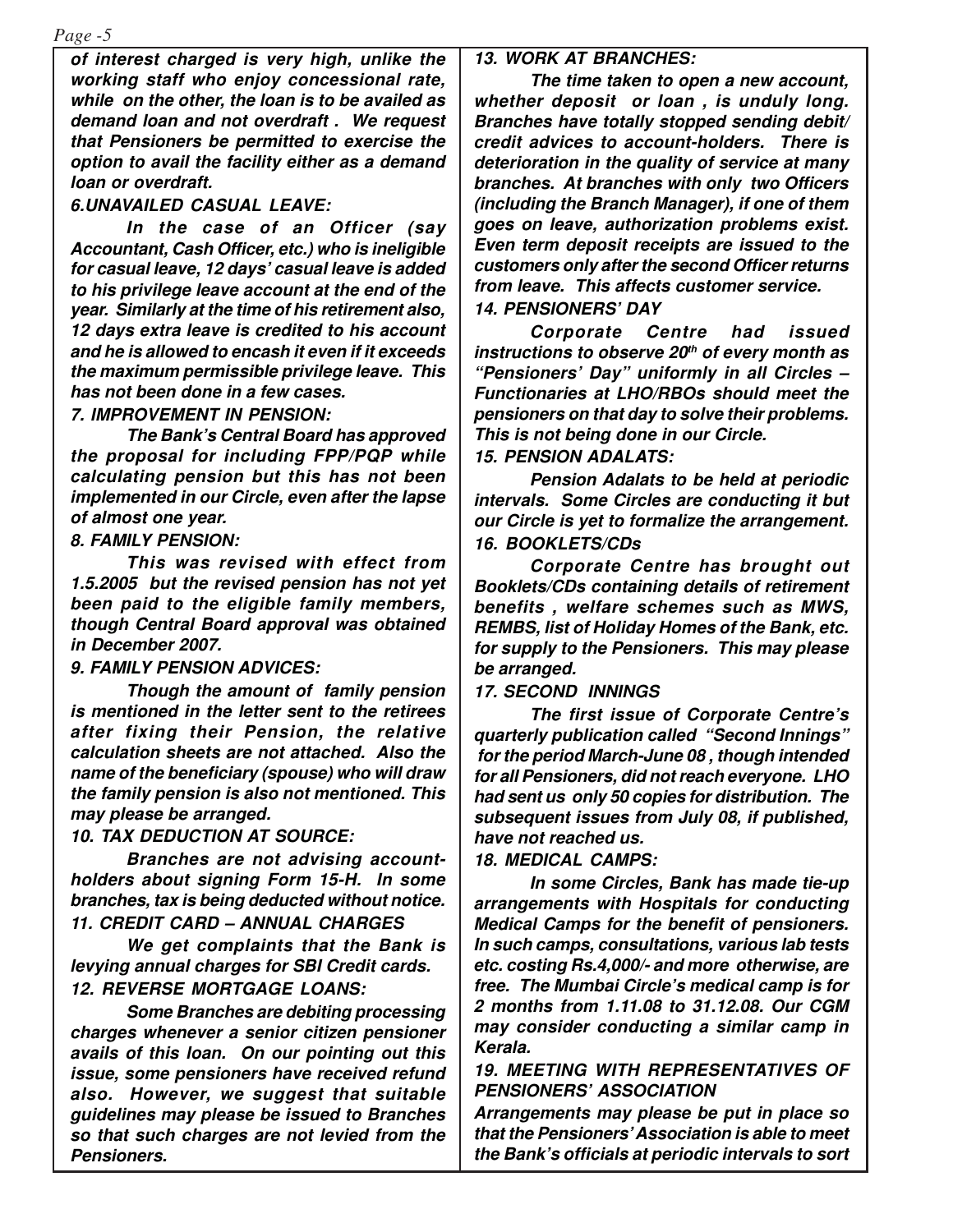***of interest charged is very high, unlike the working staff who enjoy concessional rate, while on the other, the loan is to be availed as demand loan and not overdraft . We request that Pensioners be permitted to exercise the option to avail the facility either as a demand loan or overdraft.***

***6.UNAVAILED CASUAL LEAVE:***

***In the case of an Officer (say Accountant, Cash Officer, etc.) who is ineligible for casual leave, 12 days' casual leave is added to his privilege leave account at the end of the year. Similarly at the time of his retirement also, 12 days extra leave is credited to his account and he is allowed to encash it even if it exceeds the maximum permissible privilege leave. This has not been done in a few cases.***

***7. IMPROVEMENT IN PENSION:***

***The Bank's Central Board has approved the proposal for including FPP/PQP while calculating pension but this has not been implemented in our Circle, even after the lapse of almost one year.***

***8. FAMILY PENSION:***

***This was revised with effect from 1.5.2005 but the revised pension has not yet been paid to the eligible family members, though Central Board approval was obtained in December 2007.***

***9. FAMILY PENSION ADVICES:***

***Though the amount of family pension is mentioned in the letter sent to the retirees after fixing their Pension, the relative calculation sheets are not attached. Also the name of the beneficiary (spouse) who will draw the family pension is also not mentioned. This may please be arranged.***

***10. TAX DEDUCTION AT SOURCE:***

***Branches are not advising account-holders about signing Form 15-H. In some branches, tax is being deducted without notice.***

***11. CREDIT CARD – ANNUAL CHARGES***

***We get complaints that the Bank is levying annual charges for SBI Credit cards.***

***12. REVERSE MORTGAGE LOANS:***

***Some Branches are debiting processing charges whenever a senior citizen pensioner avails of this loan. On our pointing out this issue, some pensioners have received refund also. However, we suggest that suitable guidelines may please be issued to Branches so that such charges are not levied from the Pensioners.***

***13. WORK AT BRANCHES:***

***The time taken to open a new account, whether deposit or loan , is unduly long. Branches have totally stopped sending debit/ credit advices to account-holders. There is deterioration in the quality of service at many branches. At branches with only two Officers (including the Branch Manager), if one of them goes on leave, authorization problems exist. Even term deposit receipts are issued to the customers only after the second Officer returns from leave. This affects customer service.***

***14. PENSIONERS' DAY***

***Corporate Centre had issued instructions to observe 20th of every month as "Pensioners' Day" uniformly in all Circles – Functionaries at LHO/RBOs should meet the pensioners on that day to solve their problems. This is not being done in our Circle.***

***15. PENSION ADALATS:***

***Pension Adalats to be held at periodic intervals. Some Circles are conducting it but our Circle is yet to formalize the arrangement.***

***16. BOOKLETS/CDs***

***Corporate Centre has brought out Booklets/CDs containing details of retirement benefits , welfare schemes such as MWS, REMBS, list of Holiday Homes of the Bank, etc. for supply to the Pensioners. This may please be arranged.***

***17. SECOND INNINGS***

***The first issue of Corporate Centre's quarterly publication called "Second Innings" for the period March-June 08 , though intended for all Pensioners, did not reach everyone. LHO had sent us only 50 copies for distribution. The subsequent issues from July 08, if published, have not reached us.***

***18. MEDICAL CAMPS:***

***In some Circles, Bank has made tie-up arrangements with Hospitals for conducting Medical Camps for the benefit of pensioners. In such camps, consultations, various lab tests etc. costing Rs.4,000/- and more otherwise, are free. The Mumbai Circle's medical camp is for 2 months from 1.11.08 to 31.12.08. Our CGM may consider conducting a similar camp in Kerala.***

***19. MEETING WITH REPRESENTATIVES OF PENSIONERS' ASSOCIATION***

***Arrangements may please be put in place so that the Pensioners' Association is able to meet the Bank's officials at periodic intervals to sort***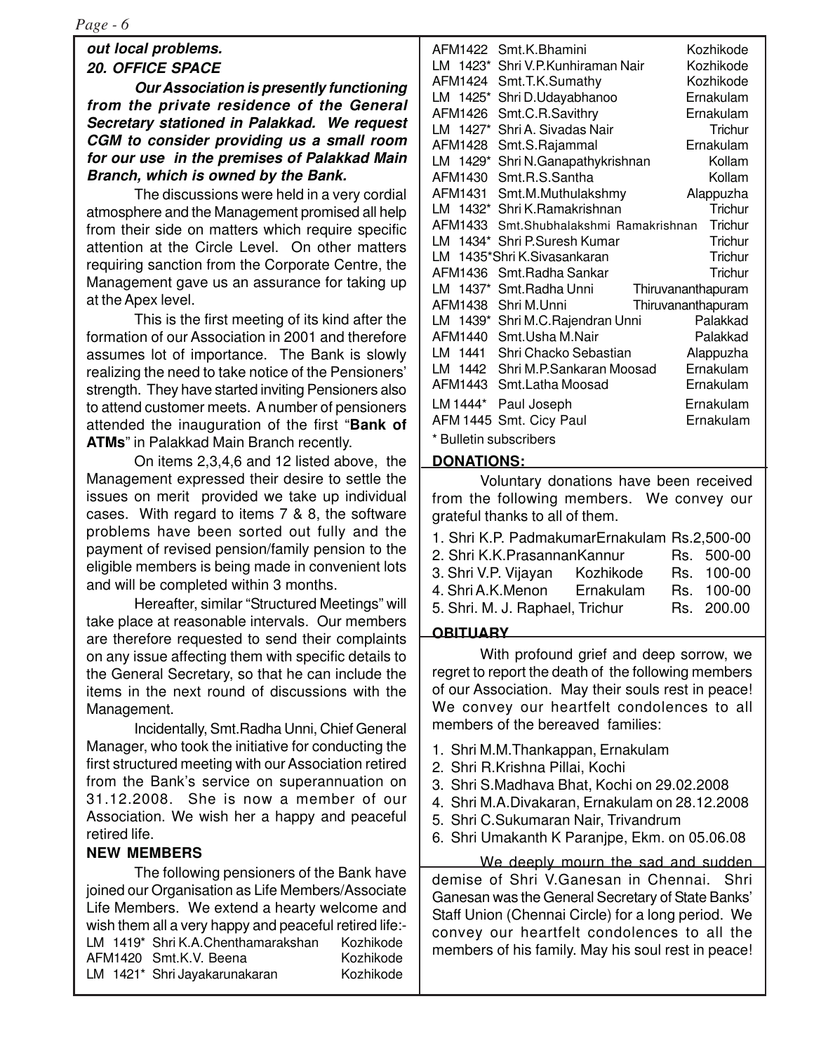*out local problems.*

***20. OFFICE SPACE***

***Our Association is presently functioning from the private residence of the General Secretary stationed in Palakkad. We request CGM to consider providing us a small room for our use in the premises of Palakkad Main Branch, which is owned by the Bank.***

The discussions were held in a very cordial atmosphere and the Management promised all help from their side on matters which require specific attention at the Circle Level. On other matters requiring sanction from the Corporate Centre, the Management gave us an assurance for taking up at the Apex level.

This is the first meeting of its kind after the formation of our Association in 2001 and therefore assumes lot of importance. The Bank is slowly realizing the need to take notice of the Pensioners' strength. They have started inviting Pensioners also to attend customer meets. A number of pensioners attended the inauguration of the first "**Bank of ATMs**" in Palakkad Main Branch recently.

On items 2,3,4,6 and 12 listed above, the Management expressed their desire to settle the issues on merit provided we take up individual cases. With regard to items 7 & 8, the software problems have been sorted out fully and the payment of revised pension/family pension to the eligible members is being made in convenient lots and will be completed within 3 months.

Hereafter, similar "Structured Meetings" will take place at reasonable intervals. Our members are therefore requested to send their complaints on any issue affecting them with specific details to the General Secretary, so that he can include the items in the next round of discussions with the Management.

Incidentally, Smt.Radha Unni, Chief General Manager, who took the initiative for conducting the first structured meeting with our Association retired from the Bank's service on superannuation on 31.12.2008. She is now a member of our Association. We wish her a happy and peaceful retired life.

## NEW MEMBERS

The following pensioners of the Bank have joined our Organisation as Life Members/Associate Life Members. We extend a hearty welcome and wish them all a very happy and peaceful retired life:-

| No. | Name | Place |
|---|---|---|
| LM 1419* | Shri K.A.Chenthamarakshan | Kozhikode |
| AFM1420 | Smt.K.V. Beena | Kozhikode |
| LM 1421* | Shri Jayakarunakaran | Kozhikode |
| AFM1422 | Smt.K.Bhamini | Kozhikode |
| LM 1423* | Shri V.P.Kunhiraman Nair | Kozhikode |
| AFM1424 | Smt.T.K.Sumathy | Kozhikode |
| LM 1425* | Shri D.Udayabhanoo | Ernakulam |
| AFM1426 | Smt.C.R.Savithry | Ernakulam |
| LM 1427* | Shri A. Sivadas Nair | Trichur |
| AFM1428 | Smt.S.Rajammal | Ernakulam |
| LM 1429* | Shri N.Ganapathykrishnan | Kollam |
| AFM1430 | Smt.R.S.Santha | Kollam |
| AFM1431 | Smt.M.Muthulakshmy | Alappuzha |
| LM 1432* | Shri K.Ramakrishnan | Trichur |
| AFM1433 | Smt.Shubhalakshmi Ramakrishnan | Trichur |
| LM 1434* | Shri P.Suresh Kumar | Trichur |
| LM 1435* | Shri K.Sivasankaran | Trichur |
| AFM1436 | Smt.Radha Sankar | Trichur |
| LM 1437* | Smt.Radha Unni | Thiruvananthapuram |
| AFM1438 | Shri M.Unni | Thiruvananthapuram |
| LM 1439* | Shri M.C.Rajendran Unni | Palakkad |
| AFM1440 | Smt.Usha M.Nair | Palakkad |
| LM 1441 | Shri Chacko Sebastian | Alappuzha |
| LM 1442 | Shri M.P.Sankaran Moosad | Ernakulam |
| AFM1443 | Smt.Latha Moosad | Ernakulam |
| LM 1444* | Paul Joseph | Ernakulam |
| AFM 1445 | Smt. Cicy Paul | Ernakulam |

\* Bulletin subscribers

## DONATIONS:

Voluntary donations have been received from the following members. We convey our grateful thanks to all of them.

| No. | Name | Place | Amount |
|---|---|---|---|
| 1. | Shri K.P. Padmakumar | Ernakulam | Rs.2,500-00 |
| 2. | Shri K.K.Prasannan | Kannur | Rs. 500-00 |
| 3. | Shri V.P. Vijayan | Kozhikode | Rs. 100-00 |
| 4. | Shri A.K.Menon | Ernakulam | Rs. 100-00 |
| 5. | Shri. M. J. Raphael | Trichur | Rs. 200.00 |

## OBITUARY

With profound grief and deep sorrow, we regret to report the death of the following members of our Association. May their souls rest in peace! We convey our heartfelt condolences to all members of the bereaved families:

1. Shri M.M.Thankappan, Ernakulam
2. Shri R.Krishna Pillai, Kochi
3. Shri S.Madhava Bhat, Kochi on 29.02.2008
4. Shri M.A.Divakaran, Ernakulam on 28.12.2008
5. Shri C.Sukumaran Nair, Trivandrum
6. Shri Umakanth K Paranjpe, Ekm. on 05.06.08

We deeply mourn the sad and sudden demise of Shri V.Ganesan in Chennai. Shri Ganesan was the General Secretary of State Banks' Staff Union (Chennai Circle) for a long period. We convey our heartfelt condolences to all the members of his family. May his soul rest in peace!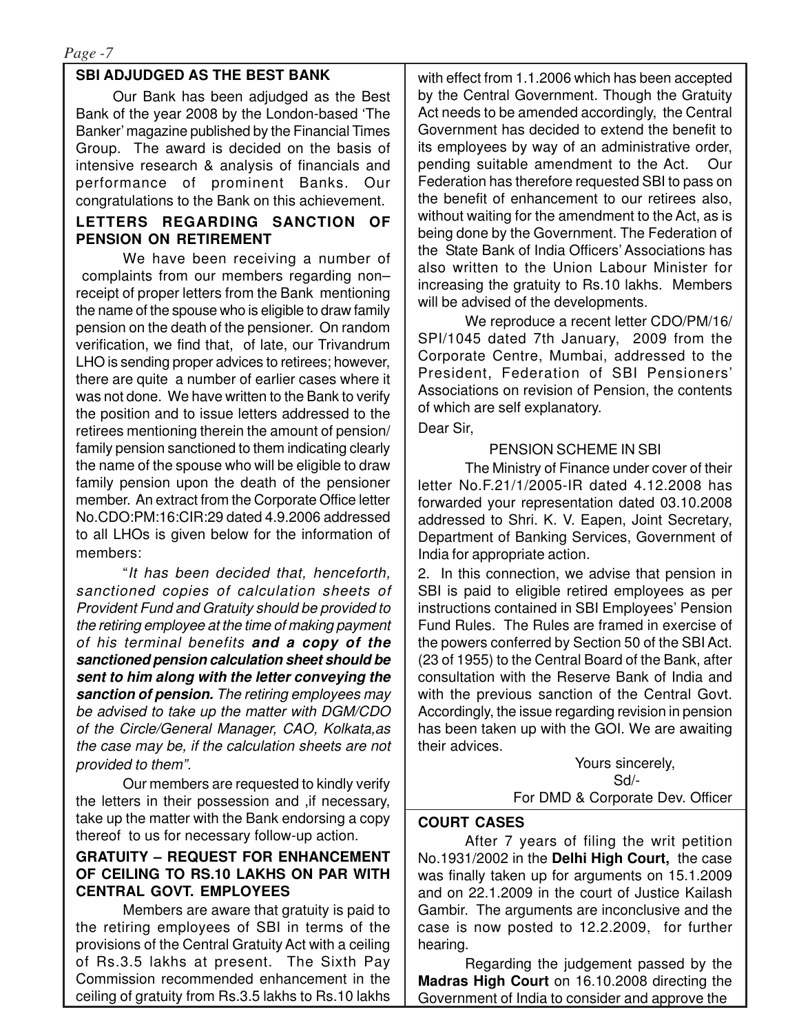## SBI ADJUDGED AS THE BEST BANK

Our Bank has been adjudged as the Best Bank of the year 2008 by the London-based 'The Banker' magazine published by the Financial Times Group. The award is decided on the basis of intensive research & analysis of financials and performance of prominent Banks. Our congratulations to the Bank on this achievement.

## LETTERS REGARDING SANCTION OF PENSION ON RETIREMENT

We have been receiving a number of complaints from our members regarding non–receipt of proper letters from the Bank mentioning the name of the spouse who is eligible to draw family pension on the death of the pensioner. On random verification, we find that, of late, our Trivandrum LHO is sending proper advices to retirees; however, there are quite a number of earlier cases where it was not done. We have written to the Bank to verify the position and to issue letters addressed to the retirees mentioning therein the amount of pension/family pension sanctioned to them indicating clearly the name of the spouse who will be eligible to draw family pension upon the death of the pensioner member. An extract from the Corporate Office letter No.CDO:PM:16:CIR:29 dated 4.9.2006 addressed to all LHOs is given below for the information of members:

"*It has been decided that, henceforth, sanctioned copies of calculation sheets of Provident Fund and Gratuity should be provided to the retiring employee at the time of making payment of his terminal benefits* ***and a copy of the sanctioned pension calculation sheet should be sent to him along with the letter conveying the sanction of pension.*** *The retiring employees may be advised to take up the matter with DGM/CDO of the Circle/General Manager, CAO, Kolkata,as the case may be, if the calculation sheets are not provided to them*".

Our members are requested to kindly verify the letters in their possession and ,if necessary, take up the matter with the Bank endorsing a copy thereof to us for necessary follow-up action.

## GRATUITY – REQUEST FOR ENHANCEMENT OF CEILING TO RS.10 LAKHS ON PAR WITH CENTRAL GOVT. EMPLOYEES

Members are aware that gratuity is paid to the retiring employees of SBI in terms of the provisions of the Central Gratuity Act with a ceiling of Rs.3.5 lakhs at present. The Sixth Pay Commission recommended enhancement in the ceiling of gratuity from Rs.3.5 lakhs to Rs.10 lakhs with effect from 1.1.2006 which has been accepted by the Central Government. Though the Gratuity Act needs to be amended accordingly, the Central Government has decided to extend the benefit to its employees by way of an administrative order, pending suitable amendment to the Act. Our Federation has therefore requested SBI to pass on the benefit of enhancement to our retirees also, without waiting for the amendment to the Act, as is being done by the Government. The Federation of the State Bank of India Officers' Associations has also written to the Union Labour Minister for increasing the gratuity to Rs.10 lakhs. Members will be advised of the developments.

We reproduce a recent letter CDO/PM/16/SPI/1045 dated 7th January, 2009 from the Corporate Centre, Mumbai, addressed to the President, Federation of SBI Pensioners' Associations on revision of Pension, the contents of which are self explanatory.

Dear Sir,

PENSION SCHEME IN SBI

The Ministry of Finance under cover of their letter No.F.21/1/2005-IR dated 4.12.2008 has forwarded your representation dated 03.10.2008 addressed to Shri. K. V. Eapen, Joint Secretary, Department of Banking Services, Government of India for appropriate action.

2. In this connection, we advise that pension in SBI is paid to eligible retired employees as per instructions contained in SBI Employees' Pension Fund Rules. The Rules are framed in exercise of the powers conferred by Section 50 of the SBI Act. (23 of 1955) to the Central Board of the Bank, after consultation with the Reserve Bank of India and with the previous sanction of the Central Govt. Accordingly, the issue regarding revision in pension has been taken up with the GOI. We are awaiting their advices.

Yours sincerely,
Sd/-
For DMD & Corporate Dev. Officer

## COURT CASES

After 7 years of filing the writ petition No.1931/2002 in the **Delhi High Court,** the case was finally taken up for arguments on 15.1.2009 and on 22.1.2009 in the court of Justice Kailash Gambir. The arguments are inconclusive and the case is now posted to 12.2.2009, for further hearing.

Regarding the judgement passed by the **Madras High Court** on 16.10.2008 directing the Government of India to consider and approve the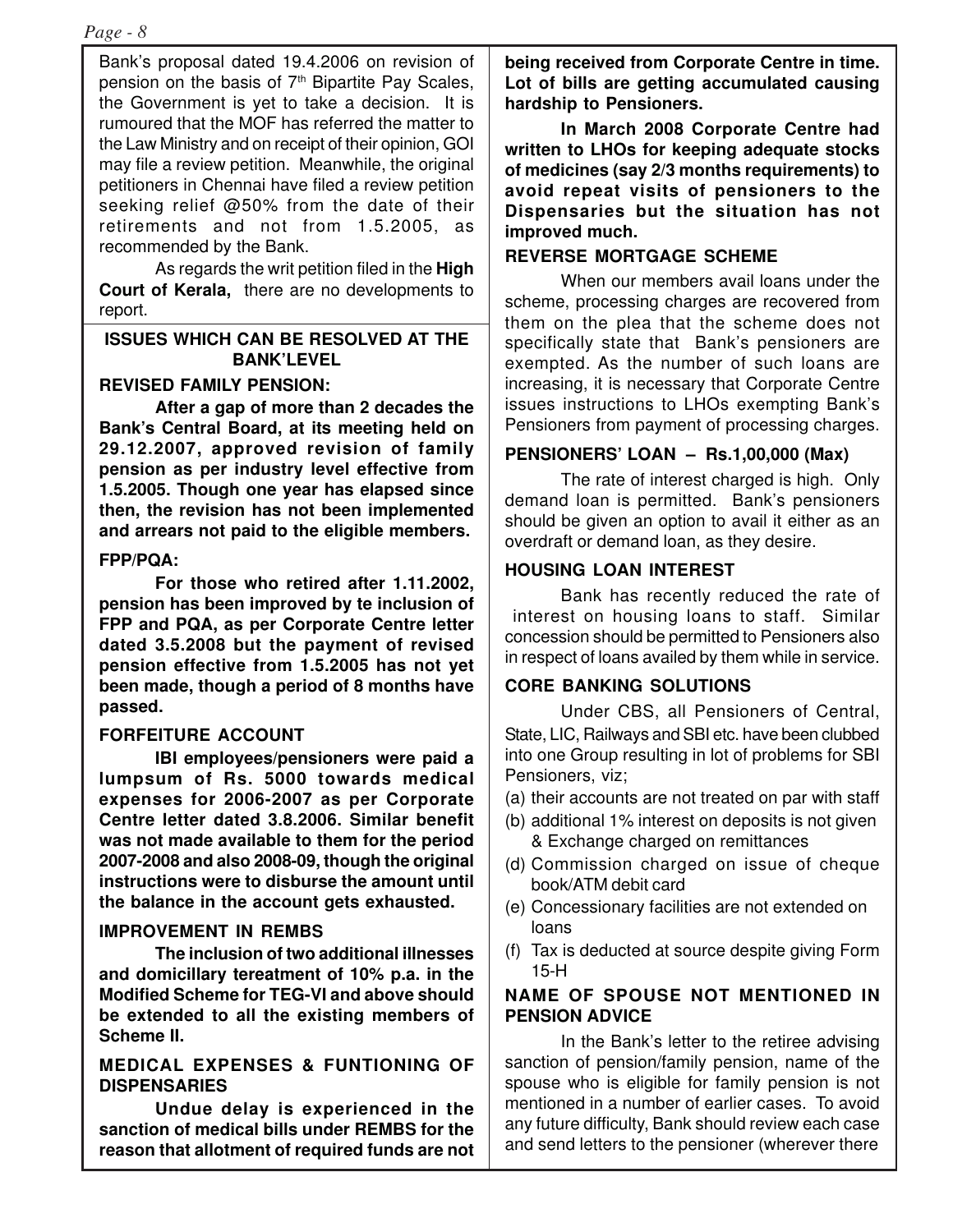Bank's proposal dated 19.4.2006 on revision of pension on the basis of 7th Bipartite Pay Scales, the Government is yet to take a decision. It is rumoured that the MOF has referred the matter to the Law Ministry and on receipt of their opinion, GOI may file a review petition. Meanwhile, the original petitioners in Chennai have filed a review petition seeking relief @50% from the date of their retirements and not from 1.5.2005, as recommended by the Bank.

As regards the writ petition filed in the **High Court of Kerala,** there are no developments to report.

## ISSUES WHICH CAN BE RESOLVED AT THE BANK'LEVEL

### REVISED FAMILY PENSION:

**After a gap of more than 2 decades the Bank's Central Board, at its meeting held on 29.12.2007, approved revision of family pension as per industry level effective from 1.5.2005. Though one year has elapsed since then, the revision has not been implemented and arrears not paid to the eligible members.**

### FPP/PQA:

**For those who retired after 1.11.2002, pension has been improved by te inclusion of FPP and PQA, as per Corporate Centre letter dated 3.5.2008 but the payment of revised pension effective from 1.5.2005 has not yet been made, though a period of 8 months have passed.**

### FORFEITURE ACCOUNT

**IBI employees/pensioners were paid a lumpsum of Rs. 5000 towards medical expenses for 2006-2007 as per Corporate Centre letter dated 3.8.2006. Similar benefit was not made available to them for the period 2007-2008 and also 2008-09, though the original instructions were to disburse the amount until the balance in the account gets exhausted.**

### IMPROVEMENT IN REMBS

**The inclusion of two additional illnesses and domicillary tereatment of 10% p.a. in the Modified Scheme for TEG-VI and above should be extended to all the existing members of Scheme II.**

### MEDICAL EXPENSES & FUNTIONING OF DISPENSARIES

**Undue delay is experienced in the sanction of medical bills under REMBS for the reason that allotment of required funds are not being received from Corporate Centre in time. Lot of bills are getting accumulated causing hardship to Pensioners.**

**In March 2008 Corporate Centre had written to LHOs for keeping adequate stocks of medicines (say 2/3 months requirements) to avoid repeat visits of pensioners to the Dispensaries but the situation has not improved much.**

### REVERSE MORTGAGE SCHEME

When our members avail loans under the scheme, processing charges are recovered from them on the plea that the scheme does not specifically state that Bank's pensioners are exempted. As the number of such loans are increasing, it is necessary that Corporate Centre issues instructions to LHOs exempting Bank's Pensioners from payment of processing charges.

### PENSIONERS' LOAN – Rs.1,00,000 (Max)

The rate of interest charged is high. Only demand loan is permitted. Bank's pensioners should be given an option to avail it either as an overdraft or demand loan, as they desire.

### HOUSING LOAN INTEREST

Bank has recently reduced the rate of interest on housing loans to staff. Similar concession should be permitted to Pensioners also in respect of loans availed by them while in service.

### CORE BANKING SOLUTIONS

Under CBS, all Pensioners of Central, State, LIC, Railways and SBI etc. have been clubbed into one Group resulting in lot of problems for SBI Pensioners, viz;

(a) their accounts are not treated on par with staff
(b) additional 1% interest on deposits is not given & Exchange charged on remittances
(d) Commission charged on issue of cheque book/ATM debit card
(e) Concessionary facilities are not extended on loans
(f) Tax is deducted at source despite giving Form 15-H

### NAME OF SPOUSE NOT MENTIONED IN PENSION ADVICE

In the Bank's letter to the retiree advising sanction of pension/family pension, name of the spouse who is eligible for family pension is not mentioned in a number of earlier cases. To avoid any future difficulty, Bank should review each case and send letters to the pensioner (wherever there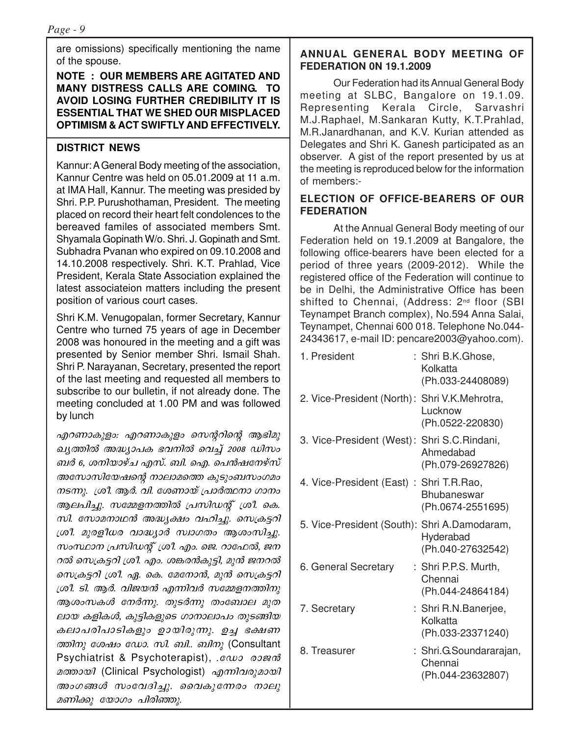are omissions) specifically mentioning the name of the spouse.

**NOTE : OUR MEMBERS ARE AGITATED AND MANY DISTRESS CALLS ARE COMING. TO AVOID LOSING FURTHER CREDIBILITY IT IS ESSENTIAL THAT WE SHED OUR MISPLACED OPTIMISM & ACT SWIFTLY AND EFFECTIVELY.**

## DISTRICT NEWS

Kannur: A General Body meeting of the association, Kannur Centre was held on 05.01.2009 at 11 a.m. at IMA Hall, Kannur. The meeting was presided by Shri. P.P. Purushothaman, President. The meeting placed on record their heart felt condolences to the bereaved familes of associated members Smt. Shyamala Gopinath W/o. Shri. J. Gopinath and Smt. Subhadra Pvanan who expired on 09.10.2008 and 14.10.2008 respectively. Shri. K.T. Prahlad, Vice President, Kerala State Association explained the latest associateion matters including the present position of various court cases.

Shri K.M. Venugopalan, former Secretary, Kannur Centre who turned 75 years of age in December 2008 was honoured in the meeting and a gift was presented by Senior member Shri. Ismail Shah. Shri P. Narayanan, Secretary, presented the report of the last meeting and requested all members to subscribe to our bulletin, if not already done. The meeting concluded at 1.00 PM and was followed by lunch

*എറണാകുളം: എറണാകുളം സെന്ററിന്റെ ആഭിമുഖ്യത്തിൽ അദ്ധ്യാപക ഭവനിൽ വെച്ച് 2008 ഡിസംബർ 6, ശനിയാഴ്ച എസ്. ബി. ഐ. പെൻഷനേഴ്സ് അസോസിയേഷന്റെ നാലാമത്തെ കുടുംബസംഗമം നടന്നു. ശ്രീ. ആർ. വി. ശേണായ് പ്രാർത്ഥനാ ഗാനം ആലപിച്ചു. സമ്മേളനത്തിൽ പ്രസിഡന്റ് ശ്രീ. കെ. സി. സോമനാഥൻ അദ്ധ്യക്ഷം വഹിച്ചു. സെക്രട്ടറി ശ്രീ. മുരളീധര വാദ്ധ്യാർ സ്വാഗതം ആശംസിച്ചു. സംസ്ഥാന പ്രസിഡന്റ് ശ്രീ. എം. ജെ. റാഫേൽ, ജനറൽ സെക്രട്ടറി ശ്രീ. എം. ശങ്കരൻകുട്ടി, മുൻ ജനറൽ സെക്രട്ടറി ശ്രീ. ഏ. കെ. മേനോൻ, മുൻ സെക്രട്ടറി ശ്രീ. ടി. ആർ. വിജയൻ എന്നിവർ സമ്മേളനത്തിനു ആശംസകൾ നേർന്നു. തുടർന്നു തംബോല മുതലായ കളികൾ, കുട്ടികളുടെ ഗാനാലാപം തുടങ്ങിയ കലാപരിപാടികളും ഉായിരുന്നു. ഉച്ച ഭക്ഷണത്തിനു ശേഷം ഡോ. സി. ബി.. ബിനു* (Consultant Psychiatrist & Psychoterapist), *.ഡോ രാജൻ മത്തായി* (Clinical Psychologist) *എന്നിവരുമായി അംഗങ്ങൾ സംവേദിച്ചു. വൈകുന്നേരം നാലു മണിക്കു യോഗം പിരിഞ്ഞു.*

## ANNUAL GENERAL BODY MEETING OF FEDERATION 0N 19.1.2009

Our Federation had its Annual General Body meeting at SLBC, Bangalore on 19.1.09. Representing Kerala Circle, Sarvashri M.J.Raphael, M.Sankaran Kutty, K.T.Prahlad, M.R.Janardhanan, and K.V. Kurian attended as Delegates and Shri K. Ganesh participated as an observer. A gist of the report presented by us at the meeting is reproduced below for the information of members:-

## ELECTION OF OFFICE-BEARERS OF OUR FEDERATION

At the Annual General Body meeting of our Federation held on 19.1.2009 at Bangalore, the following office-bearers have been elected for a period of three years (2009-2012). While the registered office of the Federation will continue to be in Delhi, the Administrative Office has been shifted to Chennai, (Address: 2nd floor (SBI Teynampet Branch complex), No.594 Anna Salai, Teynampet, Chennai 600 018. Telephone No.044-24343617, e-mail ID: pencare2003@yahoo.com).

| | |
|---|---|
| 1. President | : Shri B.K.Ghose, Kolkatta (Ph.033-24408089) |
| 2. Vice-President (North) | : Shri V.K.Mehrotra, Lucknow (Ph.0522-220830) |
| 3. Vice-President (West) | : Shri S.C.Rindani, Ahmedabad (Ph.079-26927826) |
| 4. Vice-President (East) | : Shri T.R.Rao, Bhubaneswar (Ph.0674-2551695) |
| 5. Vice-President (South) | : Shri A.Damodaram, Hyderabad (Ph.040-27632542) |
| 6. General Secretary | : Shri P.P.S. Murth, Chennai (Ph.044-24864184) |
| 7. Secretary | : Shri R.N.Banerjee, Kolkatta (Ph.033-23371240) |
| 8. Treasurer | : Shri.G.Soundararajan, Chennai (Ph.044-23632807) |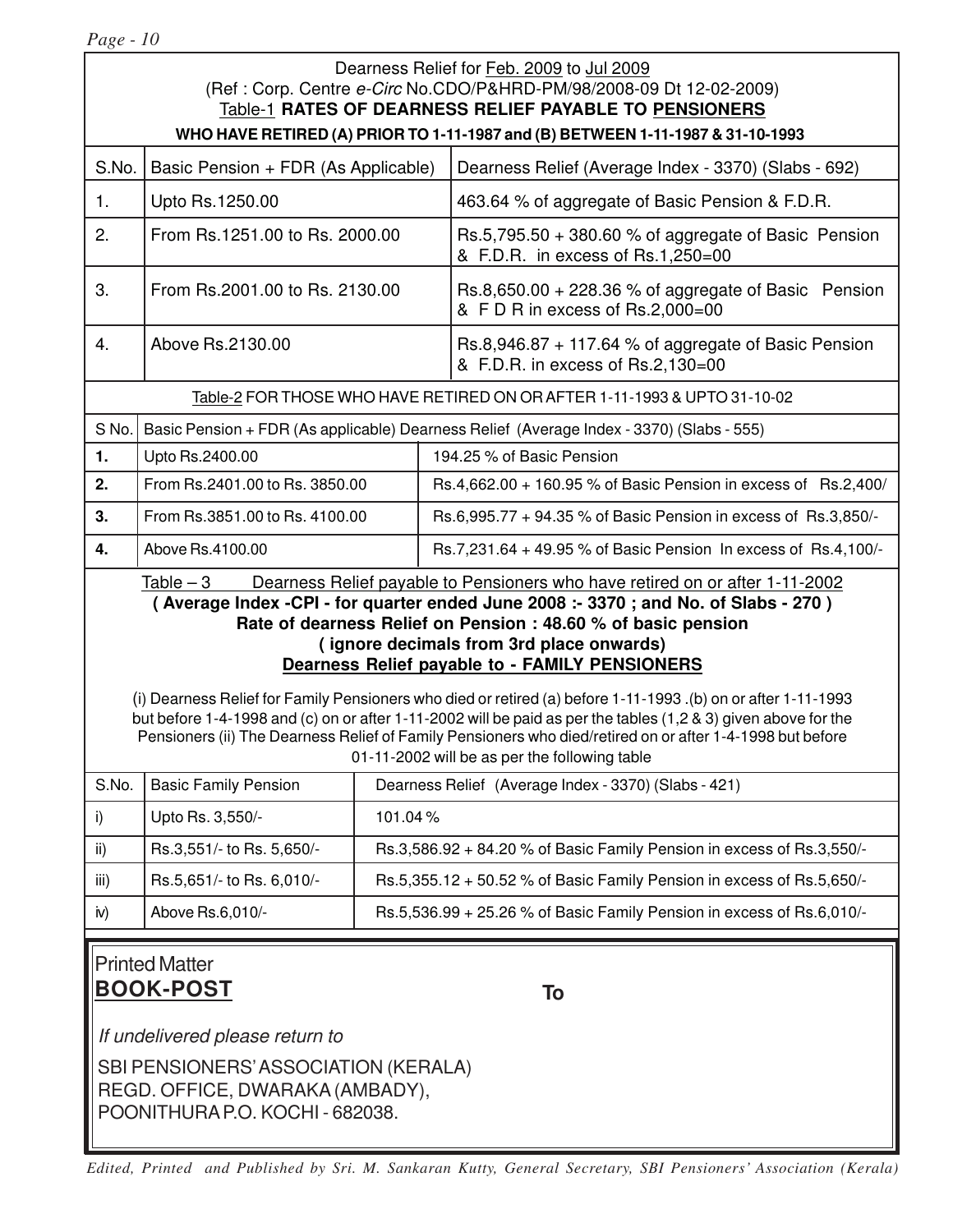Dearness Relief for Feb. 2009 to Jul 2009

(Ref : Corp. Centre *e-Circ* No.CDO/P&HRD-PM/98/2008-09 Dt 12-02-2009)

Table-1 **RATES OF DEARNESS RELIEF PAYABLE TO PENSIONERS**

**WHO HAVE RETIRED (A) PRIOR TO 1-11-1987 and (B) BETWEEN 1-11-1987 & 31-10-1993**

| S.No. | Basic Pension + FDR (As Applicable) | Dearness Relief (Average Index - 3370) (Slabs - 692) |
|---|---|---|
| 1. | Upto Rs.1250.00 | 463.64 % of aggregate of Basic Pension & F.D.R. |
| 2. | From Rs.1251.00 to Rs. 2000.00 | Rs.5,795.50 + 380.60 % of aggregate of Basic Pension & F.D.R. in excess of Rs.1,250=00 |
| 3. | From Rs.2001.00 to Rs. 2130.00 | Rs.8,650.00 + 228.36 % of aggregate of Basic Pension & F D R in excess of Rs.2,000=00 |
| 4. | Above Rs.2130.00 | Rs.8,946.87 + 117.64 % of aggregate of Basic Pension & F.D.R. in excess of Rs.2,130=00 |

Table-2 FOR THOSE WHO HAVE RETIRED ON OR AFTER 1-11-1993 & UPTO 31-10-02

| S No. | Basic Pension + FDR (As applicable) | Dearness Relief (Average Index - 3370) (Slabs - 555) |
|---|---|---|
| **1.** | Upto Rs.2400.00 | 194.25 % of Basic Pension |
| **2.** | From Rs.2401.00 to Rs. 3850.00 | Rs.4,662.00 + 160.95 % of Basic Pension in excess of Rs.2,400/ |
| **3.** | From Rs.3851.00 to Rs. 4100.00 | Rs.6,995.77 + 94.35 % of Basic Pension in excess of Rs.3,850/- |
| **4.** | Above Rs.4100.00 | Rs.7,231.64 + 49.95 % of Basic Pension In excess of Rs.4,100/- |

Table – 3 Dearness Relief payable to Pensioners who have retired on or after 1-11-2002

**( Average Index -CPI - for quarter ended June 2008 :- 3370 ; and No. of Slabs - 270 )**

**Rate of dearness Relief on Pension : 48.60 % of basic pension**

**( ignore decimals from 3rd place onwards)**

**Dearness Relief payable to - FAMILY PENSIONERS**

(i) Dearness Relief for Family Pensioners who died or retired (a) before 1-11-1993 .(b) on or after 1-11-1993 but before 1-4-1998 and (c) on or after 1-11-2002 will be paid as per the tables (1,2 & 3) given above for the Pensioners (ii) The Dearness Relief of Family Pensioners who died/retired on or after 1-4-1998 but before 01-11-2002 will be as per the following table

| S.No. | Basic Family Pension | Dearness Relief (Average Index - 3370) (Slabs - 421) |
|---|---|---|
| i) | Upto Rs. 3,550/- | 101.04 % |
| ii) | Rs.3,551/- to Rs. 5,650/- | Rs.3,586.92 + 84.20 % of Basic Family Pension in excess of Rs.3,550/- |
| iii) | Rs.5,651/- to Rs. 6,010/- | Rs.5,355.12 + 50.52 % of Basic Family Pension in excess of Rs.5,650/- |
| iv) | Above Rs.6,010/- | Rs.5,536.99 + 25.26 % of Basic Family Pension in excess of Rs.6,010/- |

Printed Matter

**BOOK-POST**

**To**

*If undelivered please return to*

SBI PENSIONERS' ASSOCIATION (KERALA)
REGD. OFFICE, DWARAKA (AMBADY),
POONITHURA P.O. KOCHI - 682038.

*Edited, Printed and Published by Sri. M. Sankaran Kutty, General Secretary, SBI Pensioners' Association (Kerala)*